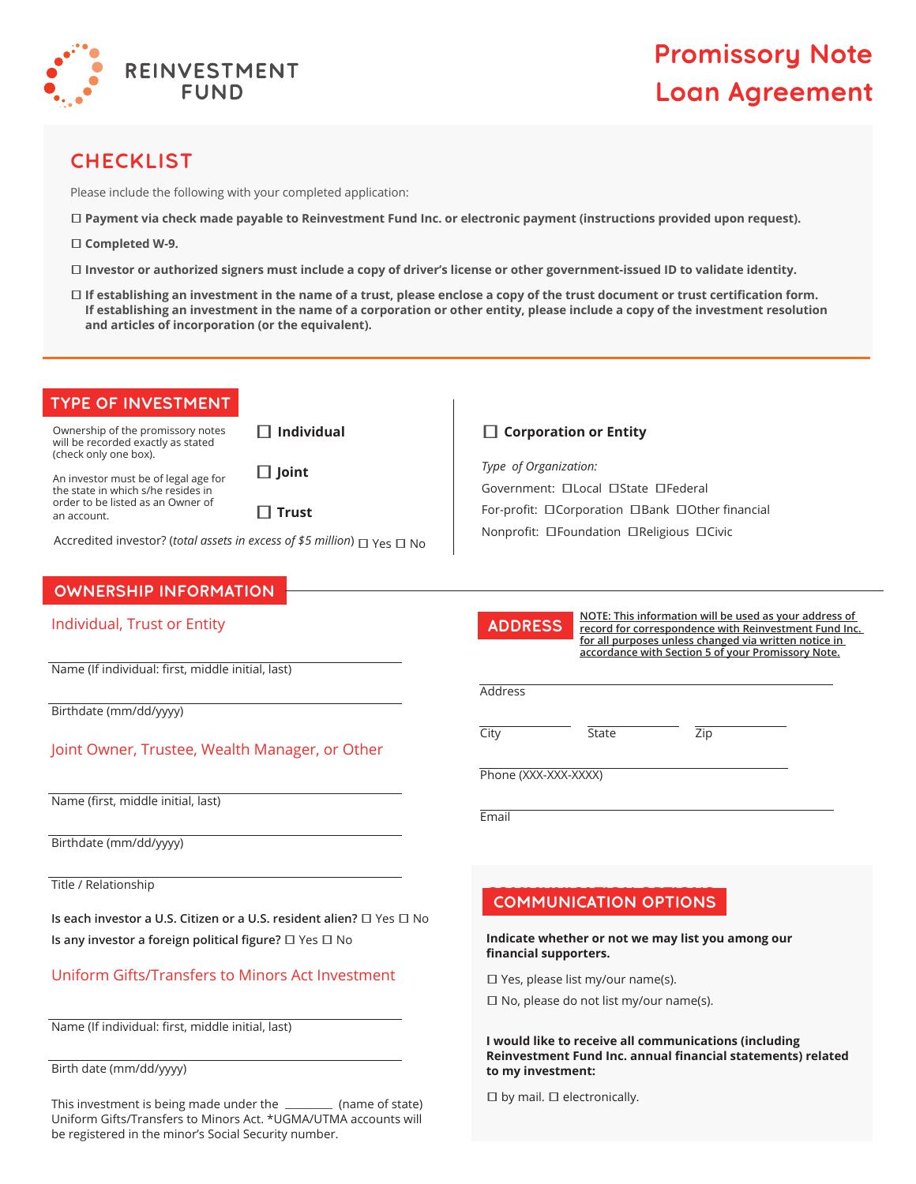REINVESTMENT FUND

# Promissory Note Loan Agreement

## CHECKLIST

Please include the following with your completed application:

☐ **Payment via check made payable to Reinvestment Fund Inc. or electronic payment (instructions provided upon request).**

☐ **Completed W-9.**

☐ **Investor or authorized signers must include a copy of driver's license or other government-issued ID to validate identity.**

☐ **If establishing an investment in the name of a trust, please enclose a copy of the trust document or trust certification form. If establishing an investment in the name of a corporation or other entity, please include a copy of the investment resolution and articles of incorporation (or the equivalent).**

## TYPE OF INVESTMENT

Ownership of the promissory notes will be recorded exactly as stated (check only one box).

An investor must be of legal age for the state in which s/he resides in order to be listed as an Owner of an account.

☐ **Individual**

☐ **Joint**

☐ **Trust**

Accredited investor? (*total assets in excess of $5 million*) ☐ Yes ☐ No

☐ **Corporation or Entity**

*Type of Organization:*

Government: ☐Local ☐State ☐Federal

For-profit: ☐Corporation ☐Bank ☐Other financial

Nonprofit: ☐Foundation ☐Religious ☐Civic

## OWNERSHIP INFORMATION

### Individual, Trust or Entity

Name (If individual: first, middle initial, last)

Birthdate (mm/dd/yyyy)

### Joint Owner, Trustee, Wealth Manager, or Other

Name (first, middle initial, last)

Birthdate (mm/dd/yyyy)

Title / Relationship

**Is each investor a U.S. Citizen or a U.S. resident alien?** ☐ Yes ☐ No

**Is any investor a foreign political figure?** ☐ Yes ☐ No

### Uniform Gifts/Transfers to Minors Act Investment

Name (If individual: first, middle initial, last)

Birth date (mm/dd/yyyy)

This investment is being made under the ________ (name of state) Uniform Gifts/Transfers to Minors Act. *UGMA/UTMA accounts will be registered in the minor's Social Security number.

## ADDRESS

NOTE: This information will be used as your address of record for correspondence with Reinvestment Fund Inc. for all purposes unless changed via written notice in accordance with Section 5 of your Promissory Note.

Address

City | State | Zip

Phone (XXX-XXX-XXXX)

Email

## COMMUNICATION OPTIONS

**Indicate whether or not we may list you among our financial supporters.**

☐ Yes, please list my/our name(s).

☐ No, please do not list my/our name(s).

**I would like to receive all communications (including Reinvestment Fund Inc. annual financial statements) related to my investment:**

☐ by mail. ☐ electronically.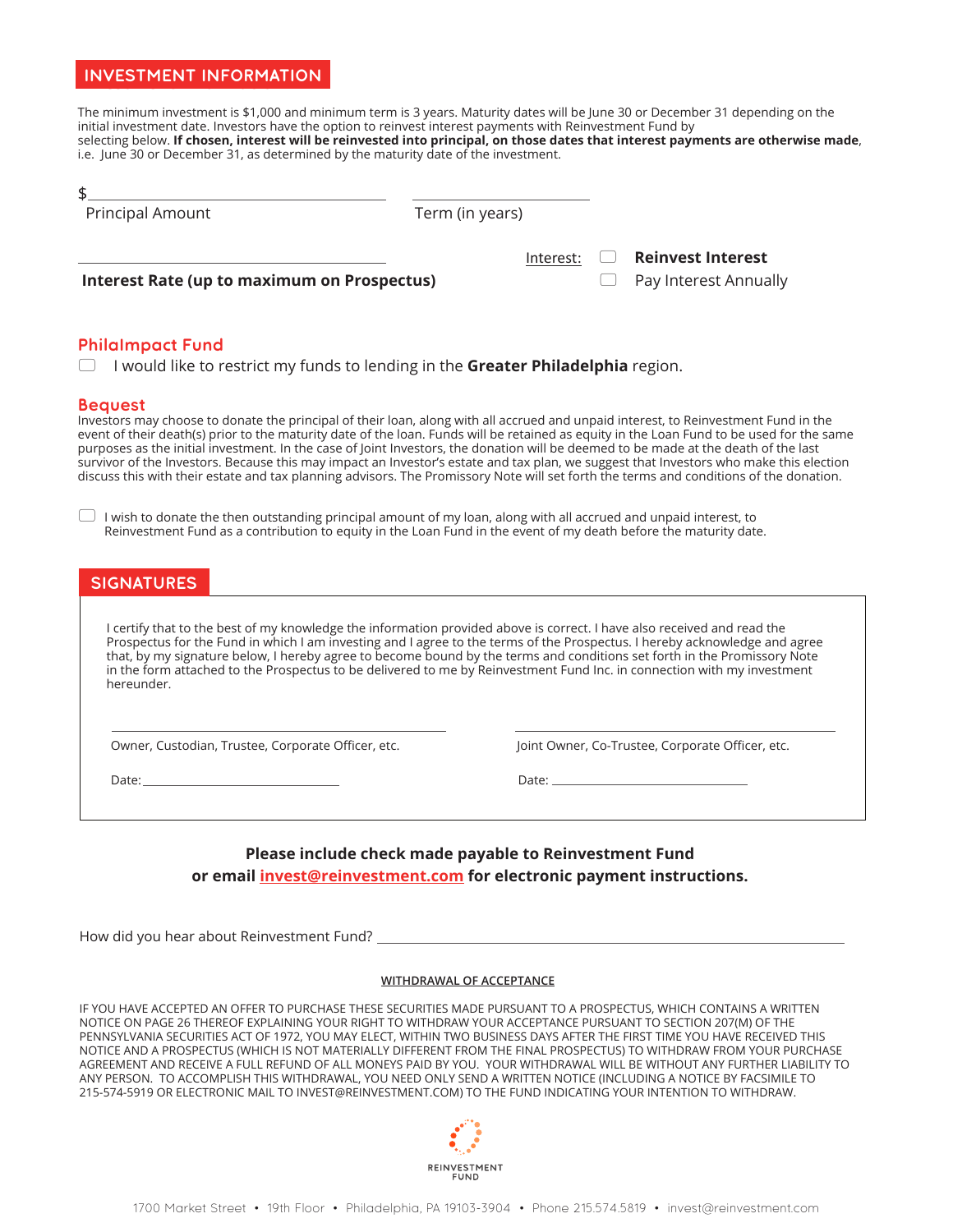## INVESTMENT INFORMATION

The minimum investment is $1,000 and minimum term is 3 years. Maturity dates will be June 30 or December 31 depending on the initial investment date. Investors have the option to reinvest interest payments with Reinvestment Fund by selecting below. **If chosen, interest will be reinvested into principal, on those dates that interest payments are otherwise made**, i.e. June 30 or December 31, as determined by the maturity date of the investment.

$______________________________ Principal Amount

______________________________ Term (in years)

______________________________ **Interest Rate (up to maximum on Prospectus)**

Interest: ☐ **Reinvest Interest** ☐ Pay Interest Annually

### PhilaImpact Fund

☐ I would like to restrict my funds to lending in the **Greater Philadelphia** region.

### Bequest

Investors may choose to donate the principal of their loan, along with all accrued and unpaid interest, to Reinvestment Fund in the event of their death(s) prior to the maturity date of the loan. Funds will be retained as equity in the Loan Fund to be used for the same purposes as the initial investment. In the case of Joint Investors, the donation will be deemed to be made at the death of the last survivor of the Investors. Because this may impact an Investor's estate and tax plan, we suggest that Investors who make this election discuss this with their estate and tax planning advisors. The Promissory Note will set forth the terms and conditions of the donation.

☐ I wish to donate the then outstanding principal amount of my loan, along with all accrued and unpaid interest, to Reinvestment Fund as a contribution to equity in the Loan Fund in the event of my death before the maturity date.

## SIGNATURES

I certify that to the best of my knowledge the information provided above is correct. I have also received and read the Prospectus for the Fund in which I am investing and I agree to the terms of the Prospectus. I hereby acknowledge and agree that, by my signature below, I hereby agree to become bound by the terms and conditions set forth in the Promissory Note in the form attached to the Prospectus to be delivered to me by Reinvestment Fund Inc. in connection with my investment hereunder.

______________________________ Owner, Custodian, Trustee, Corporate Officer, etc.

Date: ______________________

______________________________ Joint Owner, Co-Trustee, Corporate Officer, etc.

Date: ______________________

**Please include check made payable to Reinvestment Fund or email invest@reinvestment.com for electronic payment instructions.**

How did you hear about Reinvestment Fund? ______________________________

WITHDRAWAL OF ACCEPTANCE

IF YOU HAVE ACCEPTED AN OFFER TO PURCHASE THESE SECURITIES MADE PURSUANT TO A PROSPECTUS, WHICH CONTAINS A WRITTEN NOTICE ON PAGE 26 THEREOF EXPLAINING YOUR RIGHT TO WITHDRAW YOUR ACCEPTANCE PURSUANT TO SECTION 207(M) OF THE PENNSYLVANIA SECURITIES ACT OF 1972, YOU MAY ELECT, WITHIN TWO BUSINESS DAYS AFTER THE FIRST TIME YOU HAVE RECEIVED THIS NOTICE AND A PROSPECTUS (WHICH IS NOT MATERIALLY DIFFERENT FROM THE FINAL PROSPECTUS) TO WITHDRAW FROM YOUR PURCHASE AGREEMENT AND RECEIVE A FULL REFUND OF ALL MONEYS PAID BY YOU. YOUR WITHDRAWAL WILL BE WITHOUT ANY FURTHER LIABILITY TO ANY PERSON. TO ACCOMPLISH THIS WITHDRAWAL, YOU NEED ONLY SEND A WRITTEN NOTICE (INCLUDING A NOTICE BY FACSIMILE TO 215-574-5919 OR ELECTRONIC MAIL TO INVEST@REINVESTMENT.COM) TO THE FUND INDICATING YOUR INTENTION TO WITHDRAW.

REINVESTMENT FUND

1700 Market Street • 19th Floor • Philadelphia, PA 19103-3904 • Phone 215.574.5819 • invest@reinvestment.com